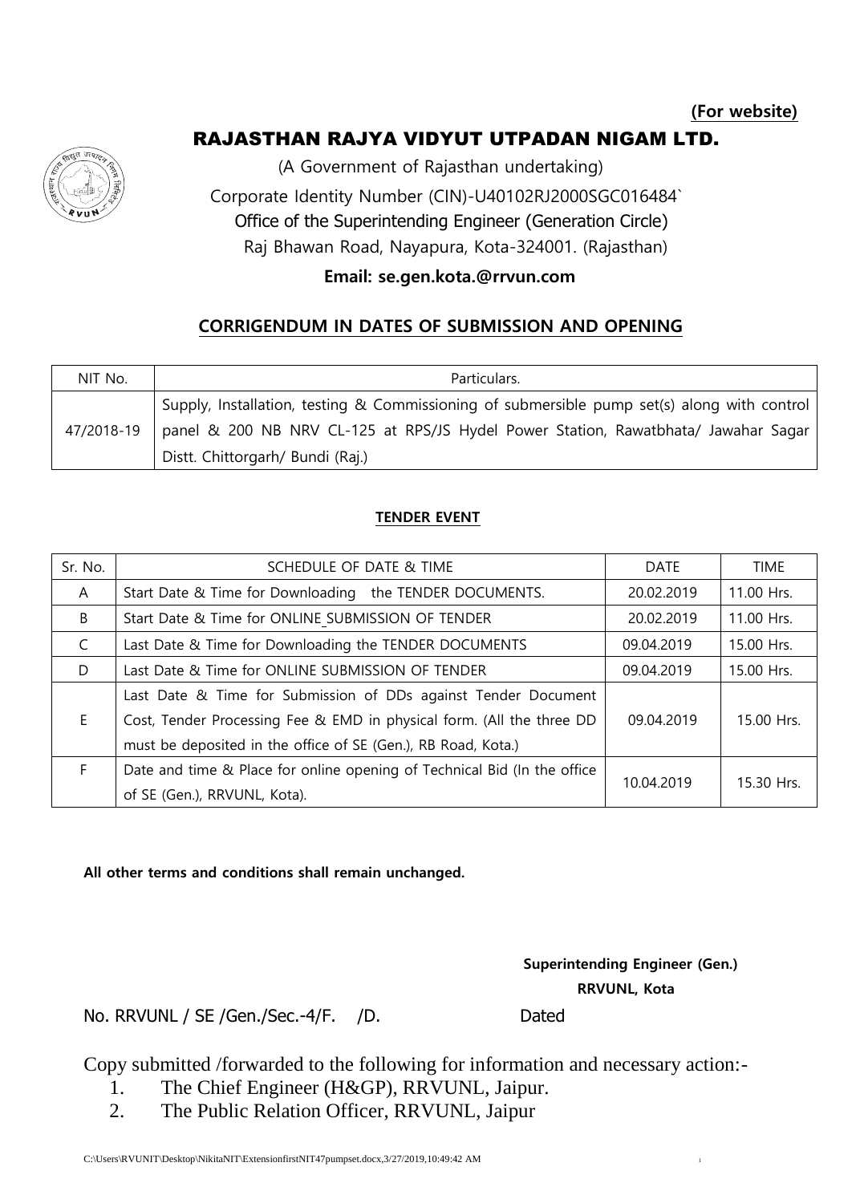**(For website)**

# RAJASTHAN RAJYA VIDYUT UTPADAN NIGAM LTD.

(A Government of Rajasthan undertaking)

Corporate Identity Number (CIN)-U40102RJ2000SGC016484`

Office of the Superintending Engineer (Generation Circle)

Raj Bhawan Road, Nayapura, Kota-324001. (Rajasthan)

**Email: se.gen.kota.@rrvun.com**

## CORRIGENDUM IN DATES OF SUBMISSION AND OPENING

| NIT No. | Particulars. |
|---|---|
| 47/2018-19 | Supply, Installation, testing & Commissioning of submersible pump set(s) along with control panel & 200 NB NRV CL-125 at RPS/JS Hydel Power Station, Rawatbhata/ Jawahar Sagar Distt. Chittorgarh/ Bundi (Raj.) |

### TENDER EVENT

| Sr. No. | SCHEDULE OF DATE & TIME | DATE | TIME |
|---|---|---|---|
| A | Start Date & Time for Downloading the TENDER DOCUMENTS. | 20.02.2019 | 11.00 Hrs. |
| B | Start Date & Time for ONLINE_SUBMISSION OF TENDER | 20.02.2019 | 11.00 Hrs. |
| C | Last Date & Time for Downloading the TENDER DOCUMENTS | 09.04.2019 | 15.00 Hrs. |
| D | Last Date & Time for ONLINE SUBMISSION OF TENDER | 09.04.2019 | 15.00 Hrs. |
| E | Last Date & Time for Submission of DDs against Tender Document Cost, Tender Processing Fee & EMD in physical form. (All the three DD must be deposited in the office of SE (Gen.), RB Road, Kota.) | 09.04.2019 | 15.00 Hrs. |
| F | Date and time & Place for online opening of Technical Bid (In the office of SE (Gen.), RRVUNL, Kota). | 10.04.2019 | 15.30 Hrs. |

**All other terms and conditions shall remain unchanged.**

**Superintending Engineer (Gen.)**
**RRVUNL, Kota**

No. RRVUNL / SE /Gen./Sec.-4/F. /D. Dated

Copy submitted /forwarded to the following for information and necessary action:-

1. The Chief Engineer (H&GP), RRVUNL, Jaipur.
2. The Public Relation Officer, RRVUNL, Jaipur

C:\Users\RVUNIT\Desktop\NikitaNIT\ExtensionfirstNIT47pumpset.docx,3/27/2019,10:49:42 AM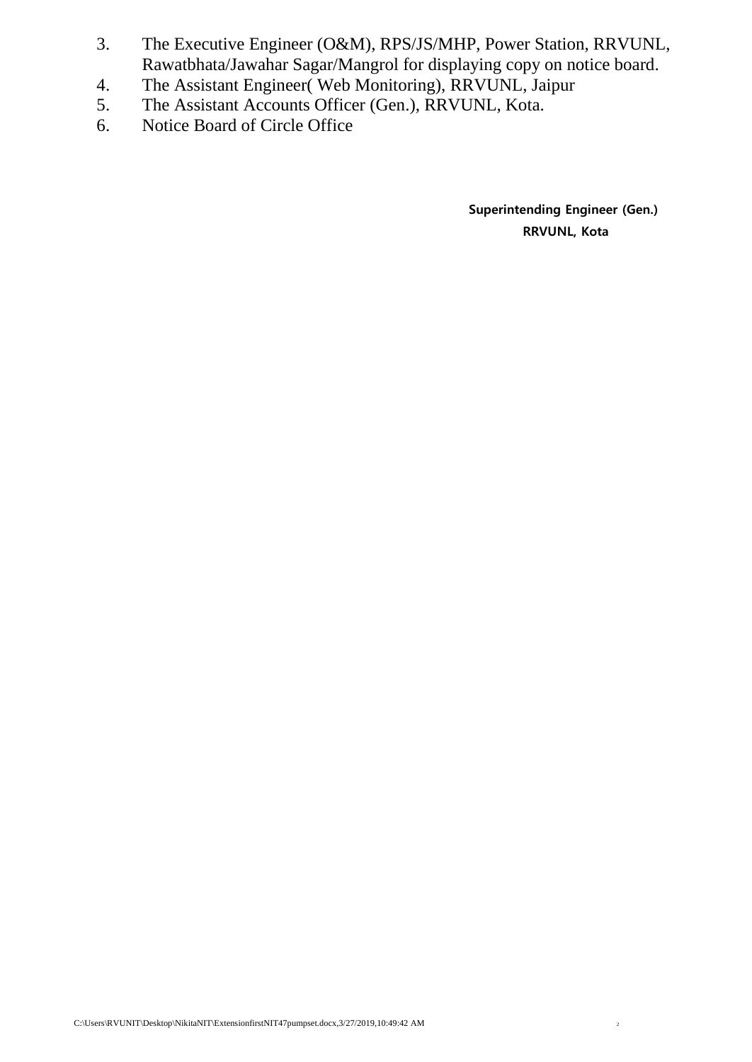3. The Executive Engineer (O&M), RPS/JS/MHP, Power Station, RRVUNL, Rawatbhata/Jawahar Sagar/Mangrol for displaying copy on notice board.
4. The Assistant Engineer( Web Monitoring), RRVUNL, Jaipur
5. The Assistant Accounts Officer (Gen.), RRVUNL, Kota.
6. Notice Board of Circle Office

**Superintending Engineer (Gen.)**
**RRVUNL, Kota**

C:\Users\RVUNIT\Desktop\NikitaNIT\ExtensionfirstNIT47pumpset.docx,3/27/2019,10:49:42 AM